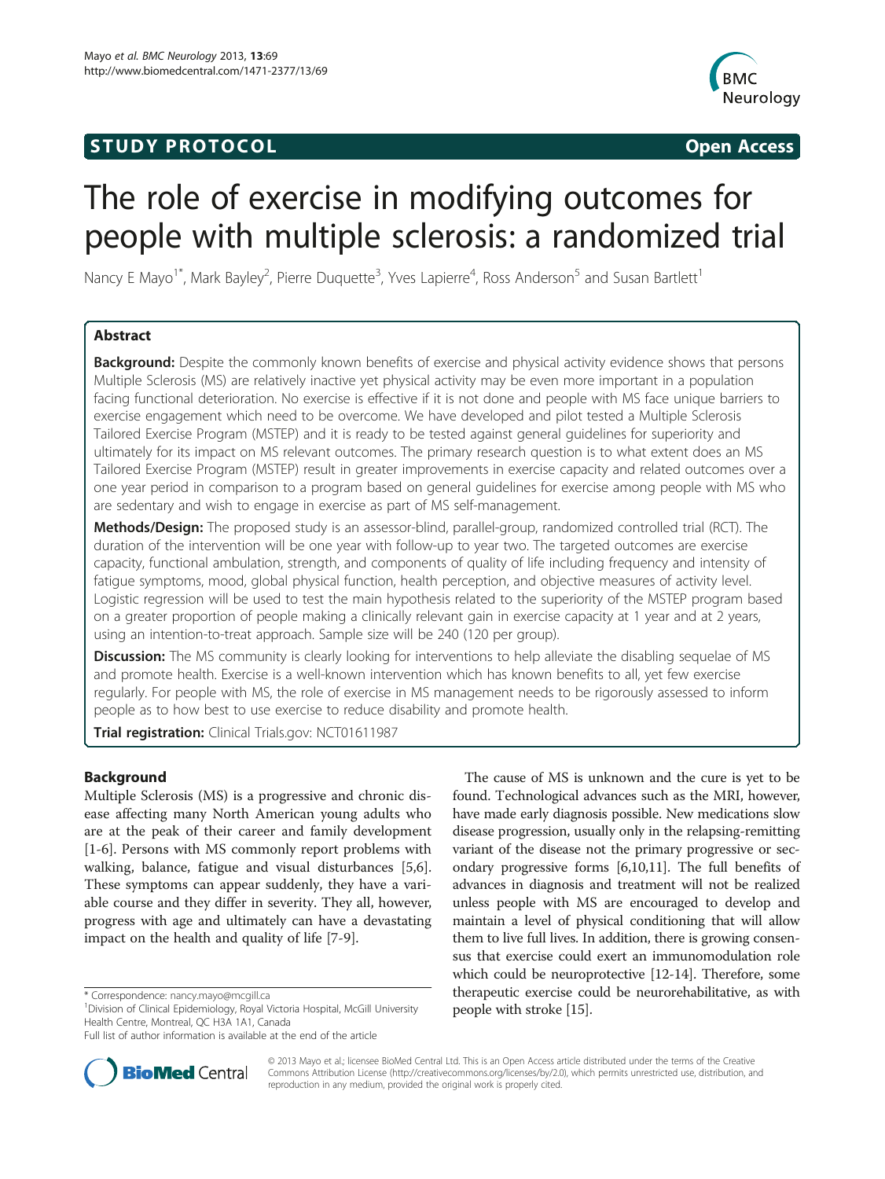STUDY PROTOCOL Open Access

# The role of exercise in modifying outcomes for people with multiple sclerosis: a randomized trial

Nancy E Mayo[1*], Mark Bayley[2], Pierre Duquette[3], Yves Lapierre[4], Ross Anderson[5] and Susan Bartlett[1]

## Abstract

**Background:** Despite the commonly known benefits of exercise and physical activity evidence shows that persons Multiple Sclerosis (MS) are relatively inactive yet physical activity may be even more important in a population facing functional deterioration. No exercise is effective if it is not done and people with MS face unique barriers to exercise engagement which need to be overcome. We have developed and pilot tested a Multiple Sclerosis Tailored Exercise Program (MSTEP) and it is ready to be tested against general guidelines for superiority and ultimately for its impact on MS relevant outcomes. The primary research question is to what extent does an MS Tailored Exercise Program (MSTEP) result in greater improvements in exercise capacity and related outcomes over a one year period in comparison to a program based on general guidelines for exercise among people with MS who are sedentary and wish to engage in exercise as part of MS self-management.

**Methods/Design:** The proposed study is an assessor-blind, parallel-group, randomized controlled trial (RCT). The duration of the intervention will be one year with follow-up to year two. The targeted outcomes are exercise capacity, functional ambulation, strength, and components of quality of life including frequency and intensity of fatigue symptoms, mood, global physical function, health perception, and objective measures of activity level. Logistic regression will be used to test the main hypothesis related to the superiority of the MSTEP program based on a greater proportion of people making a clinically relevant gain in exercise capacity at 1 year and at 2 years, using an intention-to-treat approach. Sample size will be 240 (120 per group).

**Discussion:** The MS community is clearly looking for interventions to help alleviate the disabling sequelae of MS and promote health. Exercise is a well-known intervention which has known benefits to all, yet few exercise regularly. For people with MS, the role of exercise in MS management needs to be rigorously assessed to inform people as to how best to use exercise to reduce disability and promote health.

**Trial registration:** Clinical Trials.gov: NCT01611987

## Background

Multiple Sclerosis (MS) is a progressive and chronic disease affecting many North American young adults who are at the peak of their career and family development [1-6]. Persons with MS commonly report problems with walking, balance, fatigue and visual disturbances [5,6]. These symptoms can appear suddenly, they have a variable course and they differ in severity. They all, however, progress with age and ultimately can have a devastating impact on the health and quality of life [7-9].

The cause of MS is unknown and the cure is yet to be found. Technological advances such as the MRI, however, have made early diagnosis possible. New medications slow disease progression, usually only in the relapsing-remitting variant of the disease not the primary progressive or secondary progressive forms [6,10,11]. The full benefits of advances in diagnosis and treatment will not be realized unless people with MS are encouraged to develop and maintain a level of physical conditioning that will allow them to live full lives. In addition, there is growing consensus that exercise could exert an immunomodulation role which could be neuroprotective [12-14]. Therefore, some therapeutic exercise could be neurorehabilitative, as with people with stroke [15].

* Correspondence: nancy.mayo@mcgill.ca
[1]Division of Clinical Epidemiology, Royal Victoria Hospital, McGill University Health Centre, Montreal, QC H3A 1A1, Canada
Full list of author information is available at the end of the article

© 2013 Mayo et al.; licensee BioMed Central Ltd. This is an Open Access article distributed under the terms of the Creative Commons Attribution License (http://creativecommons.org/licenses/by/2.0), which permits unrestricted use, distribution, and reproduction in any medium, provided the original work is properly cited.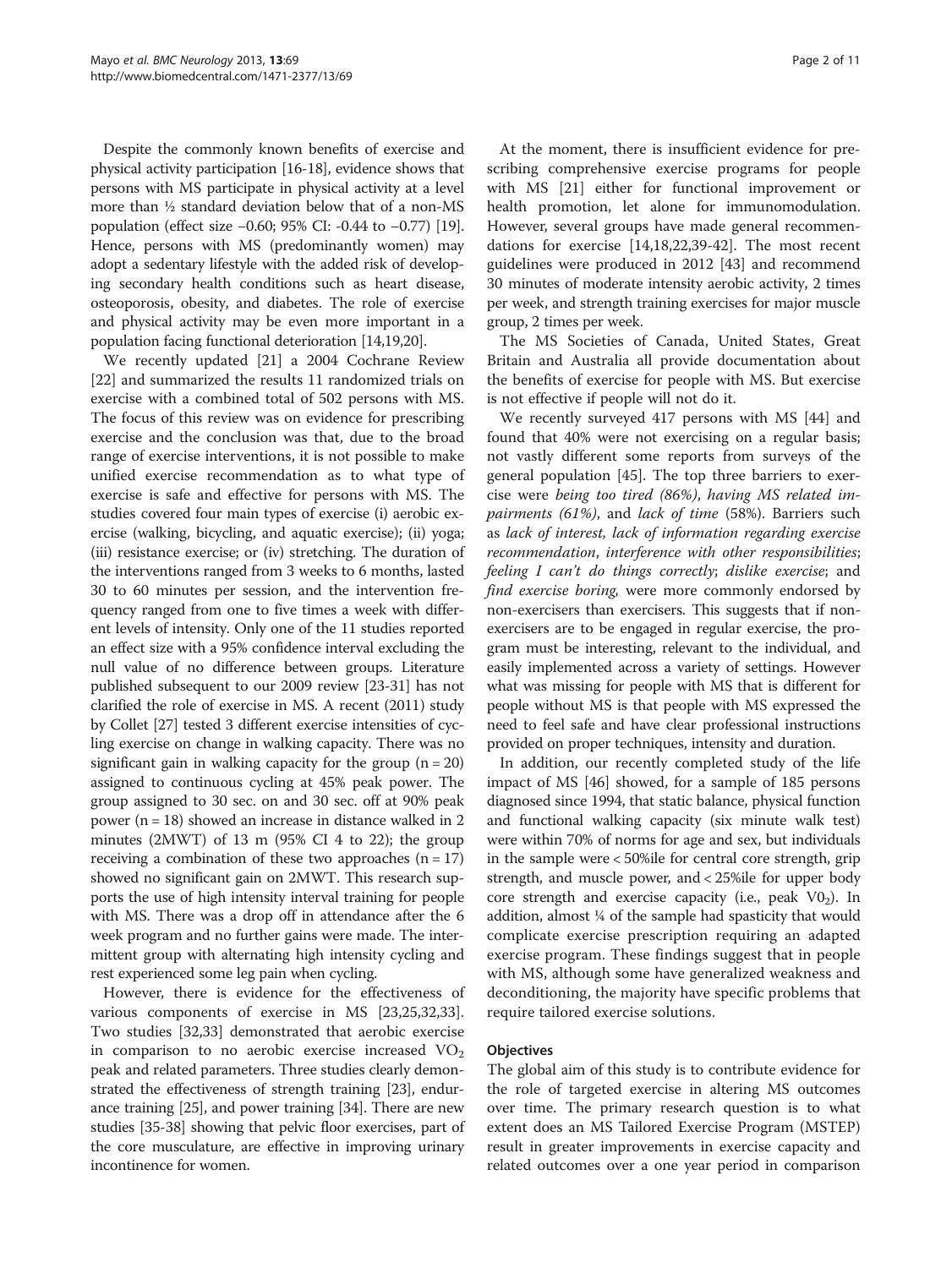Despite the commonly known benefits of exercise and physical activity participation [16-18], evidence shows that persons with MS participate in physical activity at a level more than ½ standard deviation below that of a non-MS population (effect size −0.60; 95% CI: -0.44 to −0.77) [19]. Hence, persons with MS (predominantly women) may adopt a sedentary lifestyle with the added risk of developing secondary health conditions such as heart disease, osteoporosis, obesity, and diabetes. The role of exercise and physical activity may be even more important in a population facing functional deterioration [14,19,20].

We recently updated [21] a 2004 Cochrane Review [22] and summarized the results 11 randomized trials on exercise with a combined total of 502 persons with MS. The focus of this review was on evidence for prescribing exercise and the conclusion was that, due to the broad range of exercise interventions, it is not possible to make unified exercise recommendation as to what type of exercise is safe and effective for persons with MS. The studies covered four main types of exercise (i) aerobic exercise (walking, bicycling, and aquatic exercise); (ii) yoga; (iii) resistance exercise; or (iv) stretching. The duration of the interventions ranged from 3 weeks to 6 months, lasted 30 to 60 minutes per session, and the intervention frequency ranged from one to five times a week with different levels of intensity. Only one of the 11 studies reported an effect size with a 95% confidence interval excluding the null value of no difference between groups. Literature published subsequent to our 2009 review [23-31] has not clarified the role of exercise in MS. A recent (2011) study by Collet [27] tested 3 different exercise intensities of cycling exercise on change in walking capacity. There was no significant gain in walking capacity for the group (n = 20) assigned to continuous cycling at 45% peak power. The group assigned to 30 sec. on and 30 sec. off at 90% peak power (n = 18) showed an increase in distance walked in 2 minutes (2MWT) of 13 m (95% CI 4 to 22); the group receiving a combination of these two approaches (n = 17) showed no significant gain on 2MWT. This research supports the use of high intensity interval training for people with MS. There was a drop off in attendance after the 6 week program and no further gains were made. The intermittent group with alternating high intensity cycling and rest experienced some leg pain when cycling.

However, there is evidence for the effectiveness of various components of exercise in MS [23,25,32,33]. Two studies [32,33] demonstrated that aerobic exercise in comparison to no aerobic exercise increased $VO_2$ peak and related parameters. Three studies clearly demonstrated the effectiveness of strength training [23], endurance training [25], and power training [34]. There are new studies [35-38] showing that pelvic floor exercises, part of the core musculature, are effective in improving urinary incontinence for women.

At the moment, there is insufficient evidence for prescribing comprehensive exercise programs for people with MS [21] either for functional improvement or health promotion, let alone for immunomodulation. However, several groups have made general recommendations for exercise [14,18,22,39-42]. The most recent guidelines were produced in 2012 [43] and recommend 30 minutes of moderate intensity aerobic activity, 2 times per week, and strength training exercises for major muscle group, 2 times per week.

The MS Societies of Canada, United States, Great Britain and Australia all provide documentation about the benefits of exercise for people with MS. But exercise is not effective if people will not do it.

We recently surveyed 417 persons with MS [44] and found that 40% were not exercising on a regular basis; not vastly different some reports from surveys of the general population [45]. The top three barriers to exercise were *being too tired (86%)*, *having MS related impairments (61%)*, and *lack of time* (58%). Barriers such as *lack of interest, lack of information regarding exercise recommendation*, *interference with other responsibilities*; *feeling I can't do things correctly*; *dislike exercise*; and *find exercise boring,* were more commonly endorsed by non-exercisers than exercisers. This suggests that if non-exercisers are to be engaged in regular exercise, the program must be interesting, relevant to the individual, and easily implemented across a variety of settings. However what was missing for people with MS that is different for people without MS is that people with MS expressed the need to feel safe and have clear professional instructions provided on proper techniques, intensity and duration.

In addition, our recently completed study of the life impact of MS [46] showed, for a sample of 185 persons diagnosed since 1994, that static balance, physical function and functional walking capacity (six minute walk test) were within 70% of norms for age and sex, but individuals in the sample were < 50%ile for central core strength, grip strength, and muscle power, and < 25%ile for upper body core strength and exercise capacity (i.e., peak $V0_2$). In addition, almost ¼ of the sample had spasticity that would complicate exercise prescription requiring an adapted exercise program. These findings suggest that in people with MS, although some have generalized weakness and deconditioning, the majority have specific problems that require tailored exercise solutions.

### Objectives

The global aim of this study is to contribute evidence for the role of targeted exercise in altering MS outcomes over time. The primary research question is to what extent does an MS Tailored Exercise Program (MSTEP) result in greater improvements in exercise capacity and related outcomes over a one year period in comparison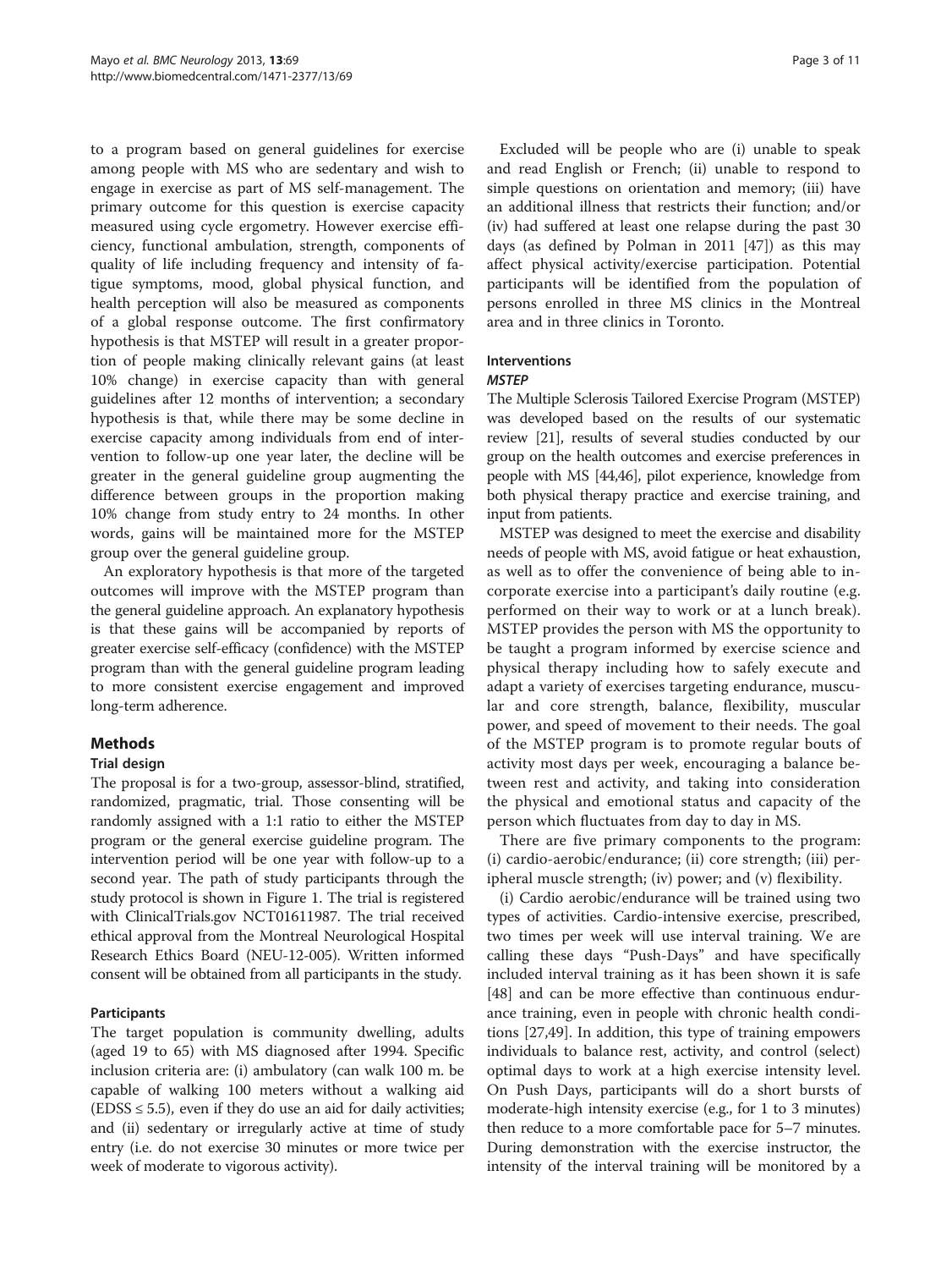to a program based on general guidelines for exercise among people with MS who are sedentary and wish to engage in exercise as part of MS self-management. The primary outcome for this question is exercise capacity measured using cycle ergometry. However exercise efficiency, functional ambulation, strength, components of quality of life including frequency and intensity of fatigue symptoms, mood, global physical function, and health perception will also be measured as components of a global response outcome. The first confirmatory hypothesis is that MSTEP will result in a greater proportion of people making clinically relevant gains (at least 10% change) in exercise capacity than with general guidelines after 12 months of intervention; a secondary hypothesis is that, while there may be some decline in exercise capacity among individuals from end of intervention to follow-up one year later, the decline will be greater in the general guideline group augmenting the difference between groups in the proportion making 10% change from study entry to 24 months. In other words, gains will be maintained more for the MSTEP group over the general guideline group.

An exploratory hypothesis is that more of the targeted outcomes will improve with the MSTEP program than the general guideline approach. An explanatory hypothesis is that these gains will be accompanied by reports of greater exercise self-efficacy (confidence) with the MSTEP program than with the general guideline program leading to more consistent exercise engagement and improved long-term adherence.

## Methods

### Trial design

The proposal is for a two-group, assessor-blind, stratified, randomized, pragmatic, trial. Those consenting will be randomly assigned with a 1:1 ratio to either the MSTEP program or the general exercise guideline program. The intervention period will be one year with follow-up to a second year. The path of study participants through the study protocol is shown in Figure 1. The trial is registered with ClinicalTrials.gov NCT01611987. The trial received ethical approval from the Montreal Neurological Hospital Research Ethics Board (NEU-12-005). Written informed consent will be obtained from all participants in the study.

### Participants

The target population is community dwelling, adults (aged 19 to 65) with MS diagnosed after 1994. Specific inclusion criteria are: (i) ambulatory (can walk 100 m. be capable of walking 100 meters without a walking aid (EDSS ≤ 5.5), even if they do use an aid for daily activities; and (ii) sedentary or irregularly active at time of study entry (i.e. do not exercise 30 minutes or more twice per week of moderate to vigorous activity).

Excluded will be people who are (i) unable to speak and read English or French; (ii) unable to respond to simple questions on orientation and memory; (iii) have an additional illness that restricts their function; and/or (iv) had suffered at least one relapse during the past 30 days (as defined by Polman in 2011 [47]) as this may affect physical activity/exercise participation. Potential participants will be identified from the population of persons enrolled in three MS clinics in the Montreal area and in three clinics in Toronto.

### Interventions

#### *MSTEP*

The Multiple Sclerosis Tailored Exercise Program (MSTEP) was developed based on the results of our systematic review [21], results of several studies conducted by our group on the health outcomes and exercise preferences in people with MS [44,46], pilot experience, knowledge from both physical therapy practice and exercise training, and input from patients.

MSTEP was designed to meet the exercise and disability needs of people with MS, avoid fatigue or heat exhaustion, as well as to offer the convenience of being able to incorporate exercise into a participant's daily routine (e.g. performed on their way to work or at a lunch break). MSTEP provides the person with MS the opportunity to be taught a program informed by exercise science and physical therapy including how to safely execute and adapt a variety of exercises targeting endurance, muscular and core strength, balance, flexibility, muscular power, and speed of movement to their needs. The goal of the MSTEP program is to promote regular bouts of activity most days per week, encouraging a balance between rest and activity, and taking into consideration the physical and emotional status and capacity of the person which fluctuates from day to day in MS.

There are five primary components to the program: (i) cardio-aerobic/endurance; (ii) core strength; (iii) peripheral muscle strength; (iv) power; and (v) flexibility.

(i) Cardio aerobic/endurance will be trained using two types of activities. Cardio-intensive exercise, prescribed, two times per week will use interval training. We are calling these days "Push-Days" and have specifically included interval training as it has been shown it is safe [48] and can be more effective than continuous endurance training, even in people with chronic health conditions [27,49]. In addition, this type of training empowers individuals to balance rest, activity, and control (select) optimal days to work at a high exercise intensity level. On Push Days, participants will do a short bursts of moderate-high intensity exercise (e.g., for 1 to 3 minutes) then reduce to a more comfortable pace for 5–7 minutes. During demonstration with the exercise instructor, the intensity of the interval training will be monitored by a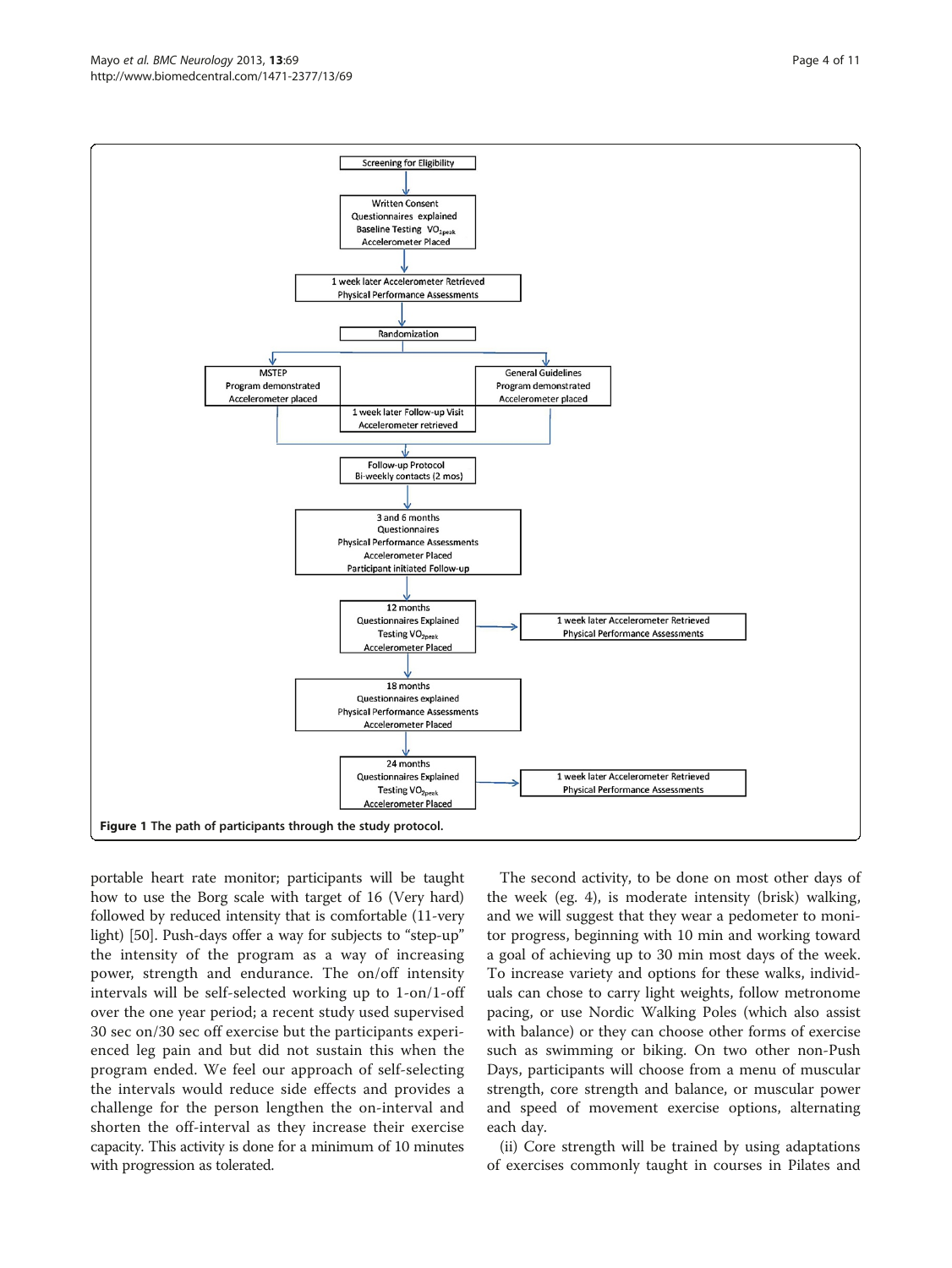Screening for Eligibility

Written Consent
Questionnaires explained
Baseline Testing $VO_{2peak}$
Accelerometer Placed

1 week later Accelerometer Retrieved
Physical Performance Assessments

Randomization

MSTEP
Program demonstrated
Accelerometer placed

General Guidelines
Program demonstrated
Accelerometer placed

1 week later Follow-up Visit
Accelerometer retrieved

Follow-up Protocol
Bi-weekly contacts (2 mos)

3 and 6 months
Questionnaires
Physical Performance Assessments
Accelerometer Placed
Participant initiated Follow-up

12 months
Questionnaires Explained
Testing $VO_{2peak}$
Accelerometer Placed

1 week later Accelerometer Retrieved
Physical Performance Assessments

18 months
Questionnaires explained
Physical Performance Assessments
Accelerometer Placed

24 months
Questionnaires Explained
Testing $VO_{2peak}$
Accelerometer Placed

1 week later Accelerometer Retrieved
Physical Performance Assessments

**Figure 1 The path of participants through the study protocol.**

portable heart rate monitor; participants will be taught how to use the Borg scale with target of 16 (Very hard) followed by reduced intensity that is comfortable (11-very light) [50]. Push-days offer a way for subjects to "step-up" the intensity of the program as a way of increasing power, strength and endurance. The on/off intensity intervals will be self-selected working up to 1-on/1-off over the one year period; a recent study used supervised 30 sec on/30 sec off exercise but the participants experienced leg pain and but did not sustain this when the program ended. We feel our approach of self-selecting the intervals would reduce side effects and provides a challenge for the person lengthen the on-interval and shorten the off-interval as they increase their exercise capacity. This activity is done for a minimum of 10 minutes with progression as tolerated.

The second activity, to be done on most other days of the week (eg. 4), is moderate intensity (brisk) walking, and we will suggest that they wear a pedometer to monitor progress, beginning with 10 min and working toward a goal of achieving up to 30 min most days of the week. To increase variety and options for these walks, individuals can chose to carry light weights, follow metronome pacing, or use Nordic Walking Poles (which also assist with balance) or they can choose other forms of exercise such as swimming or biking. On two other non-Push Days, participants will choose from a menu of muscular strength, core strength and balance, or muscular power and speed of movement exercise options, alternating each day.

(ii) Core strength will be trained by using adaptations of exercises commonly taught in courses in Pilates and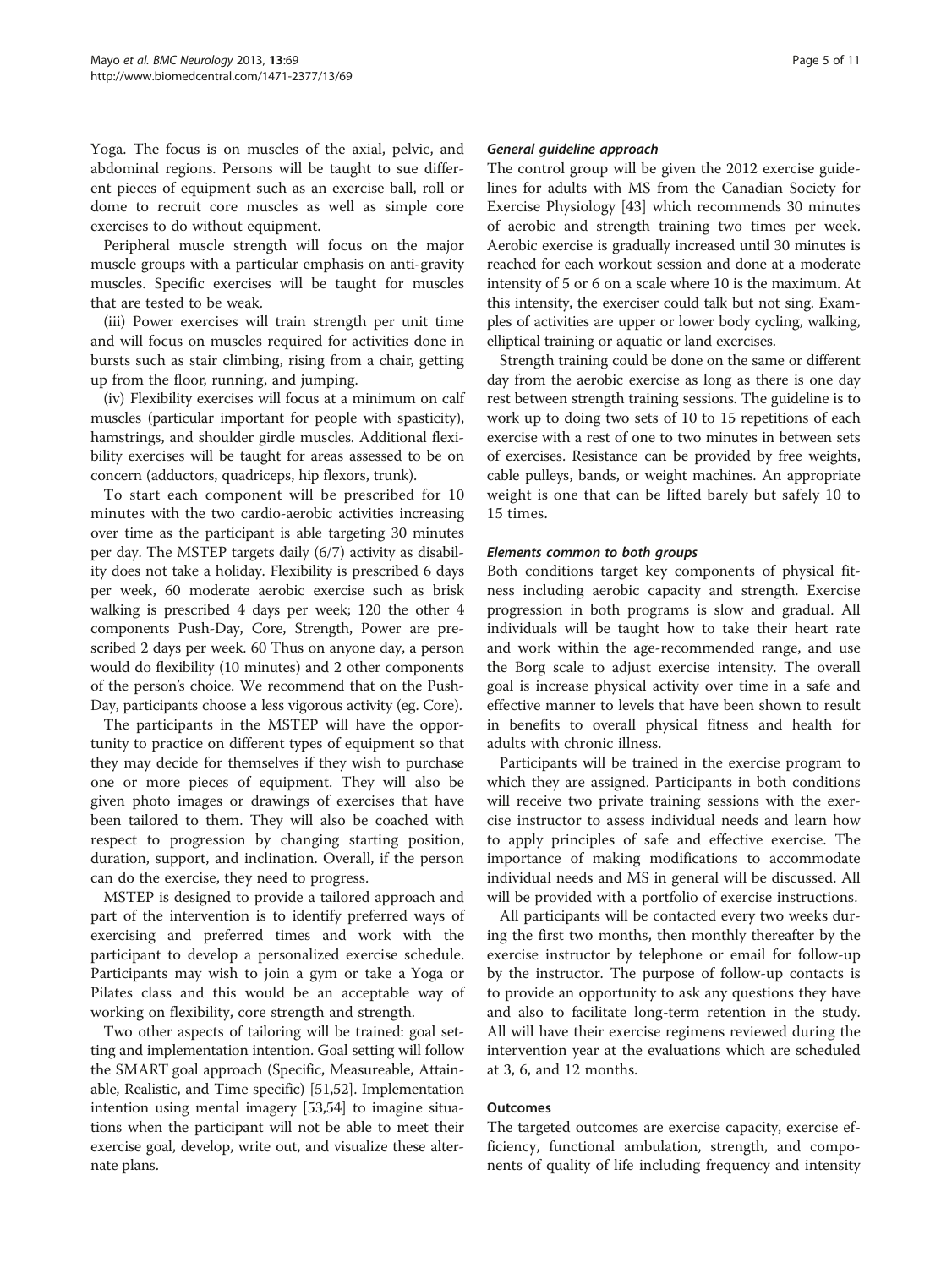Yoga. The focus is on muscles of the axial, pelvic, and abdominal regions. Persons will be taught to sue different pieces of equipment such as an exercise ball, roll or dome to recruit core muscles as well as simple core exercises to do without equipment.

Peripheral muscle strength will focus on the major muscle groups with a particular emphasis on anti-gravity muscles. Specific exercises will be taught for muscles that are tested to be weak.

(iii) Power exercises will train strength per unit time and will focus on muscles required for activities done in bursts such as stair climbing, rising from a chair, getting up from the floor, running, and jumping.

(iv) Flexibility exercises will focus at a minimum on calf muscles (particular important for people with spasticity), hamstrings, and shoulder girdle muscles. Additional flexibility exercises will be taught for areas assessed to be on concern (adductors, quadriceps, hip flexors, trunk).

To start each component will be prescribed for 10 minutes with the two cardio-aerobic activities increasing over time as the participant is able targeting 30 minutes per day. The MSTEP targets daily (6/7) activity as disability does not take a holiday. Flexibility is prescribed 6 days per week, 60 moderate aerobic exercise such as brisk walking is prescribed 4 days per week; 120 the other 4 components Push-Day, Core, Strength, Power are prescribed 2 days per week. 60 Thus on anyone day, a person would do flexibility (10 minutes) and 2 other components of the person's choice. We recommend that on the Push-Day, participants choose a less vigorous activity (eg. Core).

The participants in the MSTEP will have the opportunity to practice on different types of equipment so that they may decide for themselves if they wish to purchase one or more pieces of equipment. They will also be given photo images or drawings of exercises that have been tailored to them. They will also be coached with respect to progression by changing starting position, duration, support, and inclination. Overall, if the person can do the exercise, they need to progress.

MSTEP is designed to provide a tailored approach and part of the intervention is to identify preferred ways of exercising and preferred times and work with the participant to develop a personalized exercise schedule. Participants may wish to join a gym or take a Yoga or Pilates class and this would be an acceptable way of working on flexibility, core strength and strength.

Two other aspects of tailoring will be trained: goal setting and implementation intention. Goal setting will follow the SMART goal approach (Specific, Measureable, Attainable, Realistic, and Time specific) [51,52]. Implementation intention using mental imagery [53,54] to imagine situations when the participant will not be able to meet their exercise goal, develop, write out, and visualize these alternate plans.

#### *General guideline approach*

The control group will be given the 2012 exercise guidelines for adults with MS from the Canadian Society for Exercise Physiology [43] which recommends 30 minutes of aerobic and strength training two times per week. Aerobic exercise is gradually increased until 30 minutes is reached for each workout session and done at a moderate intensity of 5 or 6 on a scale where 10 is the maximum. At this intensity, the exerciser could talk but not sing. Examples of activities are upper or lower body cycling, walking, elliptical training or aquatic or land exercises.

Strength training could be done on the same or different day from the aerobic exercise as long as there is one day rest between strength training sessions. The guideline is to work up to doing two sets of 10 to 15 repetitions of each exercise with a rest of one to two minutes in between sets of exercises. Resistance can be provided by free weights, cable pulleys, bands, or weight machines. An appropriate weight is one that can be lifted barely but safely 10 to 15 times.

#### *Elements common to both groups*

Both conditions target key components of physical fitness including aerobic capacity and strength. Exercise progression in both programs is slow and gradual. All individuals will be taught how to take their heart rate and work within the age-recommended range, and use the Borg scale to adjust exercise intensity. The overall goal is increase physical activity over time in a safe and effective manner to levels that have been shown to result in benefits to overall physical fitness and health for adults with chronic illness.

Participants will be trained in the exercise program to which they are assigned. Participants in both conditions will receive two private training sessions with the exercise instructor to assess individual needs and learn how to apply principles of safe and effective exercise. The importance of making modifications to accommodate individual needs and MS in general will be discussed. All will be provided with a portfolio of exercise instructions.

All participants will be contacted every two weeks during the first two months, then monthly thereafter by the exercise instructor by telephone or email for follow-up by the instructor. The purpose of follow-up contacts is to provide an opportunity to ask any questions they have and also to facilitate long-term retention in the study. All will have their exercise regimens reviewed during the intervention year at the evaluations which are scheduled at 3, 6, and 12 months.

### Outcomes

The targeted outcomes are exercise capacity, exercise efficiency, functional ambulation, strength, and components of quality of life including frequency and intensity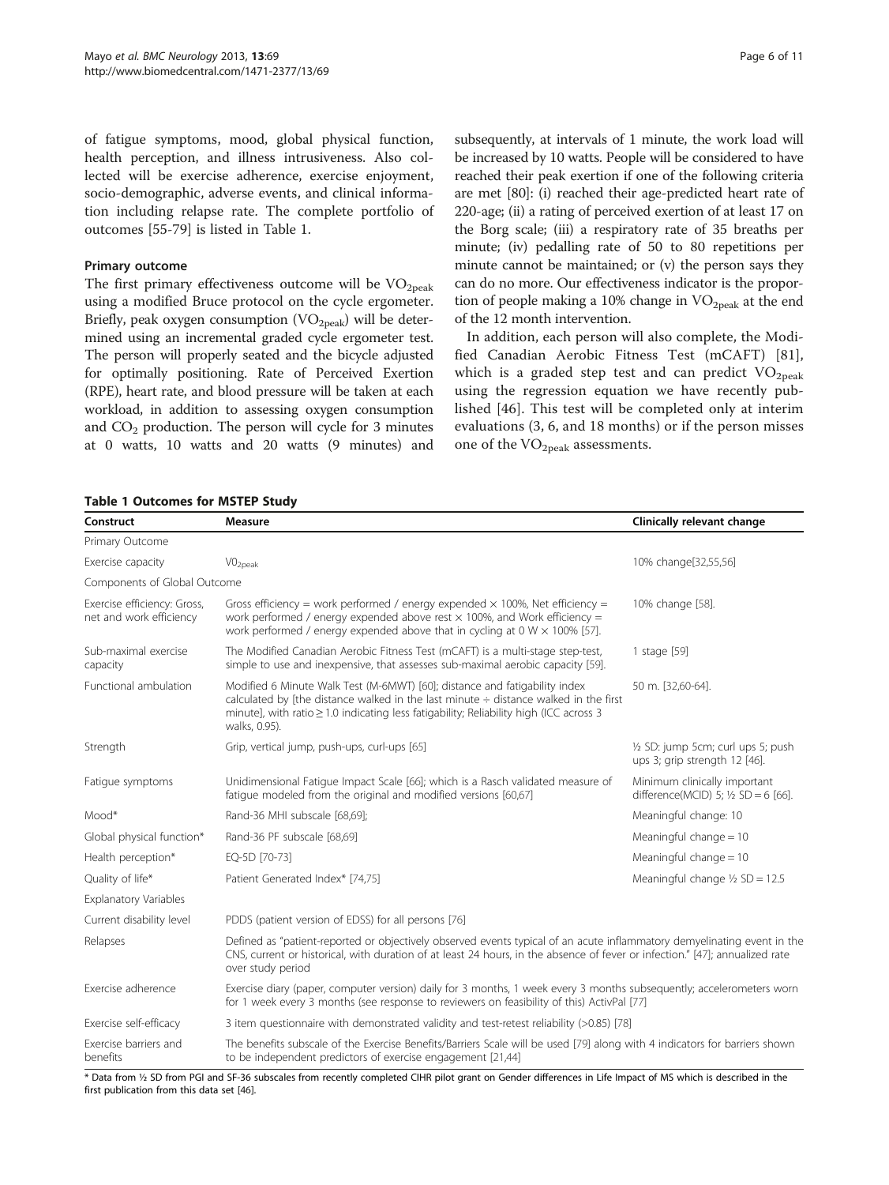of fatigue symptoms, mood, global physical function, health perception, and illness intrusiveness. Also collected will be exercise adherence, exercise enjoyment, socio-demographic, adverse events, and clinical information including relapse rate. The complete portfolio of outcomes [55-79] is listed in Table 1.

### Primary outcome

The first primary effectiveness outcome will be $VO_{2peak}$ using a modified Bruce protocol on the cycle ergometer. Briefly, peak oxygen consumption ($VO_{2peak}$) will be determined using an incremental graded cycle ergometer test. The person will properly seated and the bicycle adjusted for optimally positioning. Rate of Perceived Exertion (RPE), heart rate, and blood pressure will be taken at each workload, in addition to assessing oxygen consumption and $CO_2$ production. The person will cycle for 3 minutes at 0 watts, 10 watts and 20 watts (9 minutes) and subsequently, at intervals of 1 minute, the work load will be increased by 10 watts. People will be considered to have reached their peak exertion if one of the following criteria are met [80]: (i) reached their age-predicted heart rate of 220-age; (ii) a rating of perceived exertion of at least 17 on the Borg scale; (iii) a respiratory rate of 35 breaths per minute; (iv) pedalling rate of 50 to 80 repetitions per minute cannot be maintained; or (v) the person says they can do no more. Our effectiveness indicator is the proportion of people making a 10% change in $VO_{2peak}$ at the end of the 12 month intervention.

In addition, each person will also complete, the Modified Canadian Aerobic Fitness Test (mCAFT) [81], which is a graded step test and can predict $VO_{2peak}$ using the regression equation we have recently published [46]. This test will be completed only at interim evaluations (3, 6, and 18 months) or if the person misses one of the $VO_{2peak}$ assessments.

**Table 1 Outcomes for MSTEP Study**

| Construct | Measure | Clinically relevant change |
|---|---|---|
| Primary Outcome | | |
| Exercise capacity | $V0_{2peak}$ | 10% change[32,55,56] |
| Components of Global Outcome | | |
| Exercise efficiency: Gross, net and work efficiency | Gross efficiency = work performed / energy expended × 100%, Net efficiency = work performed / energy expended above rest × 100%, and Work efficiency = work performed / energy expended above that in cycling at 0 W × 100% [57]. | 10% change [58]. |
| Sub-maximal exercise capacity | The Modified Canadian Aerobic Fitness Test (mCAFT) is a multi-stage step-test, simple to use and inexpensive, that assesses sub-maximal aerobic capacity [59]. | 1 stage [59] |
| Functional ambulation | Modified 6 Minute Walk Test (M-6MWT) [60]; distance and fatigability index calculated by [the distance walked in the last minute ÷ distance walked in the first minute], with ratio ≥ 1.0 indicating less fatigability; Reliability high (ICC across 3 walks, 0.95). | 50 m. [32,60-64]. |
| Strength | Grip, vertical jump, push-ups, curl-ups [65] | ½ SD: jump 5cm; curl ups 5; push ups 3; grip strength 12 [46]. |
| Fatigue symptoms | Unidimensional Fatigue Impact Scale [66]; which is a Rasch validated measure of fatigue modeled from the original and modified versions [60,67] | Minimum clinically important difference(MCID) 5; ½ SD = 6 [66]. |
| Mood* | Rand-36 MHI subscale [68,69]; | Meaningful change: 10 |
| Global physical function* | Rand-36 PF subscale [68,69] | Meaningful change = 10 |
| Health perception* | EQ-5D [70-73] | Meaningful change = 10 |
| Quality of life* | Patient Generated Index* [74,75] | Meaningful change ½ SD = 12.5 |
| Explanatory Variables | | |
| Current disability level | PDDS (patient version of EDSS) for all persons [76] | |
| Relapses | Defined as "patient-reported or objectively observed events typical of an acute inflammatory demyelinating event in the CNS, current or historical, with duration of at least 24 hours, in the absence of fever or infection." [47]; annualized rate over study period | |
| Exercise adherence | Exercise diary (paper, computer version) daily for 3 months, 1 week every 3 months subsequently; accelerometers worn for 1 week every 3 months (see response to reviewers on feasibility of this) ActivPal [77] | |
| Exercise self-efficacy | 3 item questionnaire with demonstrated validity and test-retest reliability (>0.85) [78] | |
| Exercise barriers and benefits | The benefits subscale of the Exercise Benefits/Barriers Scale will be used [79] along with 4 indicators for barriers shown to be independent predictors of exercise engagement [21,44] | |

\* Data from ½ SD from PGI and SF-36 subscales from recently completed CIHR pilot grant on Gender differences in Life Impact of MS which is described in the first publication from this data set [46].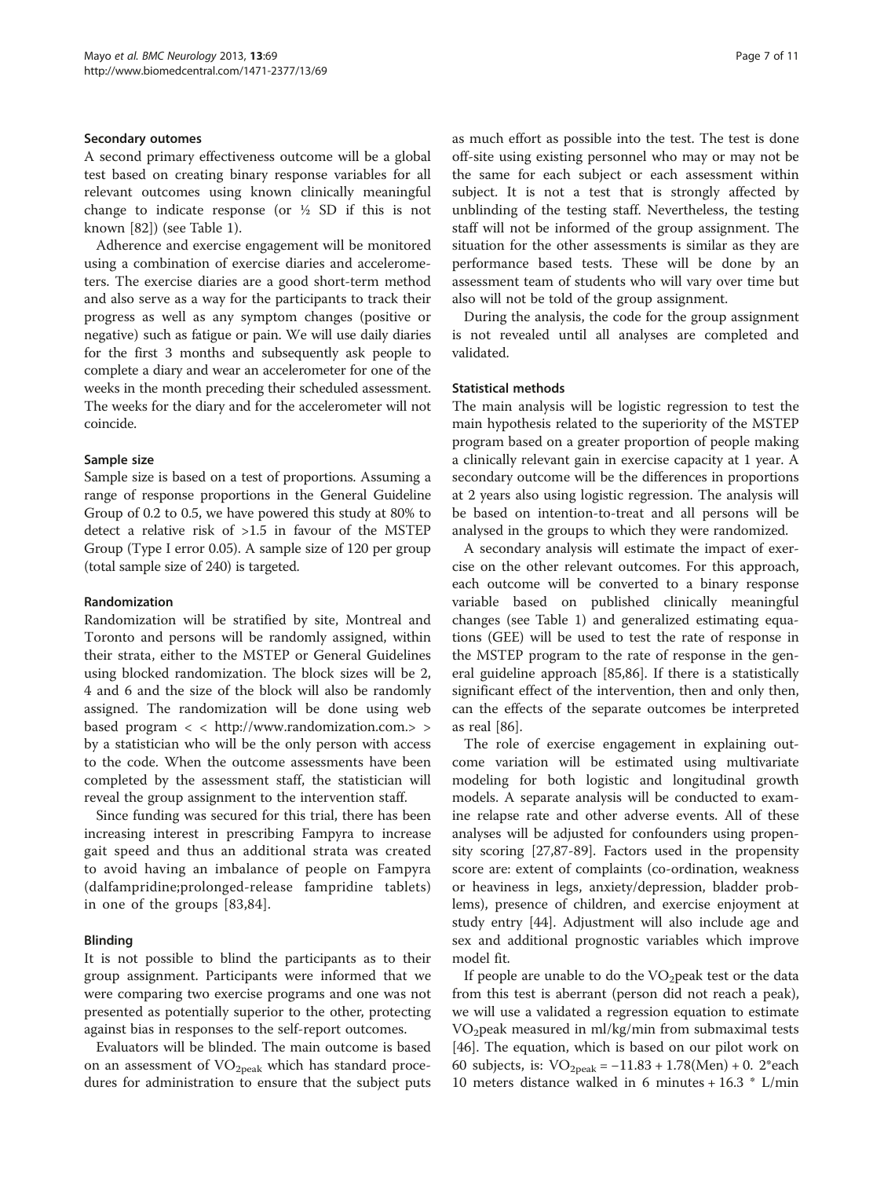### Secondary outomes

A second primary effectiveness outcome will be a global test based on creating binary response variables for all relevant outcomes using known clinically meaningful change to indicate response (or ½ SD if this is not known [82]) (see Table 1).

Adherence and exercise engagement will be monitored using a combination of exercise diaries and accelerometers. The exercise diaries are a good short-term method and also serve as a way for the participants to track their progress as well as any symptom changes (positive or negative) such as fatigue or pain. We will use daily diaries for the first 3 months and subsequently ask people to complete a diary and wear an accelerometer for one of the weeks in the month preceding their scheduled assessment. The weeks for the diary and for the accelerometer will not coincide.

### Sample size

Sample size is based on a test of proportions. Assuming a range of response proportions in the General Guideline Group of 0.2 to 0.5, we have powered this study at 80% to detect a relative risk of >1.5 in favour of the MSTEP Group (Type I error 0.05). A sample size of 120 per group (total sample size of 240) is targeted.

### Randomization

Randomization will be stratified by site, Montreal and Toronto and persons will be randomly assigned, within their strata, either to the MSTEP or General Guidelines using blocked randomization. The block sizes will be 2, 4 and 6 and the size of the block will also be randomly assigned. The randomization will be done using web based program < < http://www.randomization.com.> > by a statistician who will be the only person with access to the code. When the outcome assessments have been completed by the assessment staff, the statistician will reveal the group assignment to the intervention staff.

Since funding was secured for this trial, there has been increasing interest in prescribing Fampyra to increase gait speed and thus an additional strata was created to avoid having an imbalance of people on Fampyra (dalfampridine;prolonged-release fampridine tablets) in one of the groups [83,84].

### Blinding

It is not possible to blind the participants as to their group assignment. Participants were informed that we were comparing two exercise programs and one was not presented as potentially superior to the other, protecting against bias in responses to the self-report outcomes.

Evaluators will be blinded. The main outcome is based on an assessment of $VO_{2peak}$ which has standard procedures for administration to ensure that the subject puts as much effort as possible into the test. The test is done off-site using existing personnel who may or may not be the same for each subject or each assessment within subject. It is not a test that is strongly affected by unblinding of the testing staff. Nevertheless, the testing staff will not be informed of the group assignment. The situation for the other assessments is similar as they are performance based tests. These will be done by an assessment team of students who will vary over time but also will not be told of the group assignment.

During the analysis, the code for the group assignment is not revealed until all analyses are completed and validated.

### Statistical methods

The main analysis will be logistic regression to test the main hypothesis related to the superiority of the MSTEP program based on a greater proportion of people making a clinically relevant gain in exercise capacity at 1 year. A secondary outcome will be the differences in proportions at 2 years also using logistic regression. The analysis will be based on intention-to-treat and all persons will be analysed in the groups to which they were randomized.

A secondary analysis will estimate the impact of exercise on the other relevant outcomes. For this approach, each outcome will be converted to a binary response variable based on published clinically meaningful changes (see Table 1) and generalized estimating equations (GEE) will be used to test the rate of response in the MSTEP program to the rate of response in the general guideline approach [85,86]. If there is a statistically significant effect of the intervention, then and only then, can the effects of the separate outcomes be interpreted as real [86].

The role of exercise engagement in explaining outcome variation will be estimated using multivariate modeling for both logistic and longitudinal growth models. A separate analysis will be conducted to examine relapse rate and other adverse events. All of these analyses will be adjusted for confounders using propensity scoring [27,87-89]. Factors used in the propensity score are: extent of complaints (co-ordination, weakness or heaviness in legs, anxiety/depression, bladder problems), presence of children, and exercise enjoyment at study entry [44]. Adjustment will also include age and sex and additional prognostic variables which improve model fit.

If people are unable to do the $VO_2$peak test or the data from this test is aberrant (person did not reach a peak), we will use a validated a regression equation to estimate $VO_2$peak measured in ml/kg/min from submaximal tests [46]. The equation, which is based on our pilot work on 60 subjects, is: $VO_{2peak} = -11.83 + 1.78(\text{Men}) + 0.\ 2*$each 10 meters distance walked in 6 minutes + 16.3 * L/min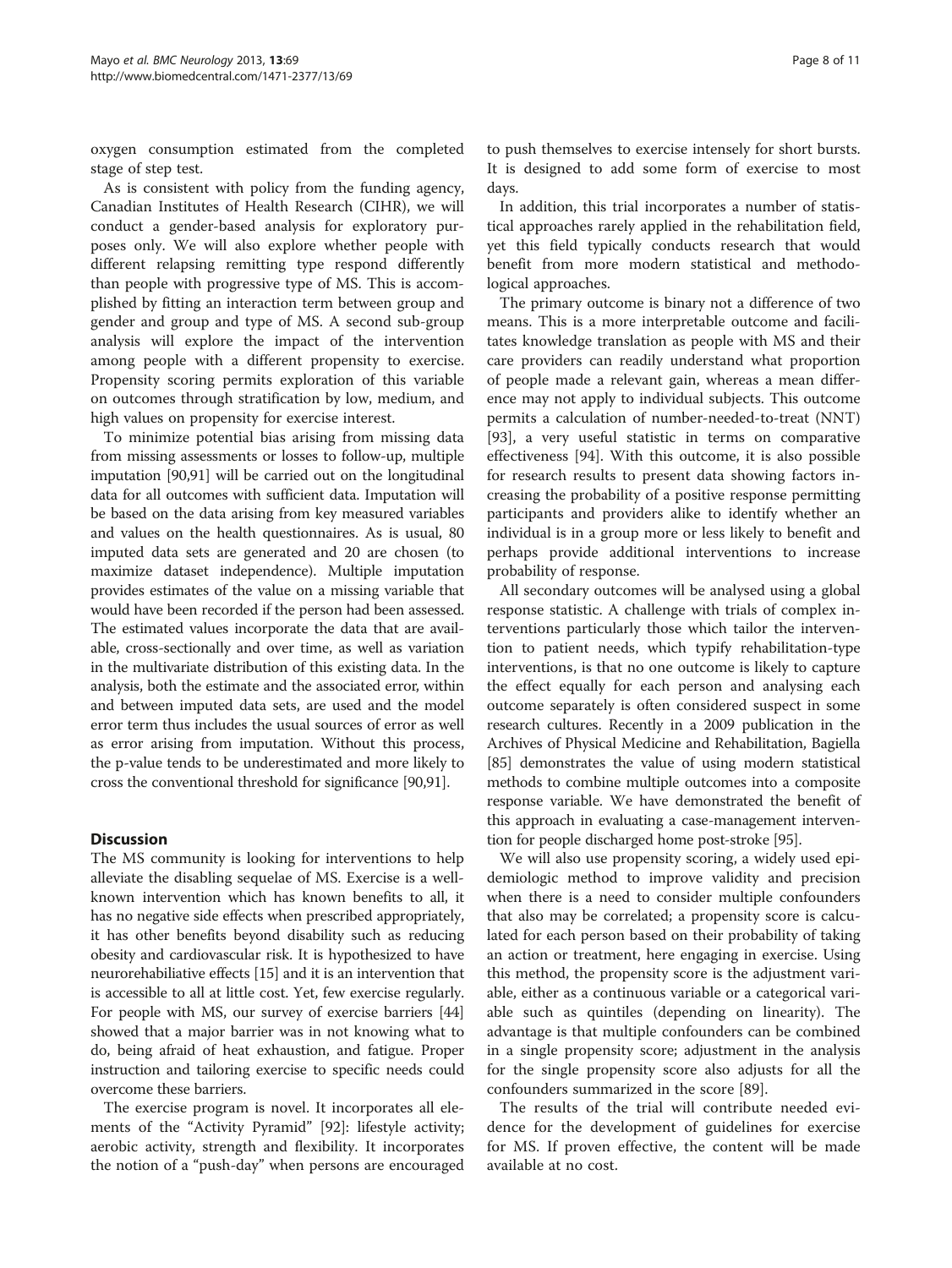oxygen consumption estimated from the completed stage of step test.

As is consistent with policy from the funding agency, Canadian Institutes of Health Research (CIHR), we will conduct a gender-based analysis for exploratory purposes only. We will also explore whether people with different relapsing remitting type respond differently than people with progressive type of MS. This is accomplished by fitting an interaction term between group and gender and group and type of MS. A second sub-group analysis will explore the impact of the intervention among people with a different propensity to exercise. Propensity scoring permits exploration of this variable on outcomes through stratification by low, medium, and high values on propensity for exercise interest.

To minimize potential bias arising from missing data from missing assessments or losses to follow-up, multiple imputation [90,91] will be carried out on the longitudinal data for all outcomes with sufficient data. Imputation will be based on the data arising from key measured variables and values on the health questionnaires. As is usual, 80 imputed data sets are generated and 20 are chosen (to maximize dataset independence). Multiple imputation provides estimates of the value on a missing variable that would have been recorded if the person had been assessed. The estimated values incorporate the data that are available, cross-sectionally and over time, as well as variation in the multivariate distribution of this existing data. In the analysis, both the estimate and the associated error, within and between imputed data sets, are used and the model error term thus includes the usual sources of error as well as error arising from imputation. Without this process, the p-value tends to be underestimated and more likely to cross the conventional threshold for significance [90,91].

## Discussion

The MS community is looking for interventions to help alleviate the disabling sequelae of MS. Exercise is a well-known intervention which has known benefits to all, it has no negative side effects when prescribed appropriately, it has other benefits beyond disability such as reducing obesity and cardiovascular risk. It is hypothesized to have neurorehabiliative effects [15] and it is an intervention that is accessible to all at little cost. Yet, few exercise regularly. For people with MS, our survey of exercise barriers [44] showed that a major barrier was in not knowing what to do, being afraid of heat exhaustion, and fatigue. Proper instruction and tailoring exercise to specific needs could overcome these barriers.

The exercise program is novel. It incorporates all elements of the "Activity Pyramid" [92]: lifestyle activity; aerobic activity, strength and flexibility. It incorporates the notion of a "push-day" when persons are encouraged to push themselves to exercise intensely for short bursts. It is designed to add some form of exercise to most days.

In addition, this trial incorporates a number of statistical approaches rarely applied in the rehabilitation field, yet this field typically conducts research that would benefit from more modern statistical and methodological approaches.

The primary outcome is binary not a difference of two means. This is a more interpretable outcome and facilitates knowledge translation as people with MS and their care providers can readily understand what proportion of people made a relevant gain, whereas a mean difference may not apply to individual subjects. This outcome permits a calculation of number-needed-to-treat (NNT) [93], a very useful statistic in terms on comparative effectiveness [94]. With this outcome, it is also possible for research results to present data showing factors increasing the probability of a positive response permitting participants and providers alike to identify whether an individual is in a group more or less likely to benefit and perhaps provide additional interventions to increase probability of response.

All secondary outcomes will be analysed using a global response statistic. A challenge with trials of complex interventions particularly those which tailor the intervention to patient needs, which typify rehabilitation-type interventions, is that no one outcome is likely to capture the effect equally for each person and analysing each outcome separately is often considered suspect in some research cultures. Recently in a 2009 publication in the Archives of Physical Medicine and Rehabilitation, Bagiella [85] demonstrates the value of using modern statistical methods to combine multiple outcomes into a composite response variable. We have demonstrated the benefit of this approach in evaluating a case-management intervention for people discharged home post-stroke [95].

We will also use propensity scoring, a widely used epidemiologic method to improve validity and precision when there is a need to consider multiple confounders that also may be correlated; a propensity score is calculated for each person based on their probability of taking an action or treatment, here engaging in exercise. Using this method, the propensity score is the adjustment variable, either as a continuous variable or a categorical variable such as quintiles (depending on linearity). The advantage is that multiple confounders can be combined in a single propensity score; adjustment in the analysis for the single propensity score also adjusts for all the confounders summarized in the score [89].

The results of the trial will contribute needed evidence for the development of guidelines for exercise for MS. If proven effective, the content will be made available at no cost.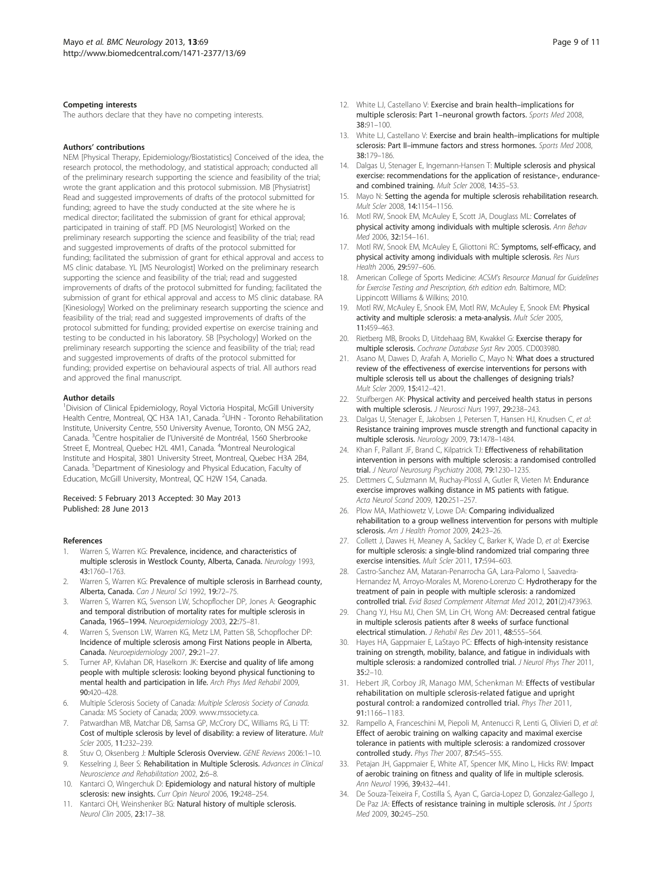### Competing interests

The authors declare that they have no competing interests.

### Authors' contributions

NEM [Physical Therapy, Epidemiology/Biostatistics] Conceived of the idea, the research protocol, the methodology, and statistical approach; conducted all of the preliminary research supporting the science and feasibility of the trial; wrote the grant application and this protocol submission. MB [Physiatrist] Read and suggested improvements of drafts of the protocol submitted for funding; agreed to have the study conducted at the site where he is medical director; facilitated the submission of grant for ethical approval; participated in training of staff. PD [MS Neurologist] Worked on the preliminary research supporting the science and feasibility of the trial; read and suggested improvements of drafts of the protocol submitted for funding; facilitated the submission of grant for ethical approval and access to MS clinic database. YL [MS Neurologist] Worked on the preliminary research supporting the science and feasibility of the trial; read and suggested improvements of drafts of the protocol submitted for funding; facilitated the submission of grant for ethical approval and access to MS clinic database. RA [Kinesiology] Worked on the preliminary research supporting the science and feasibility of the trial; read and suggested improvements of drafts of the protocol submitted for funding; provided expertise on exercise training and testing to be conducted in his laboratory. SB [Psychology] Worked on the preliminary research supporting the science and feasibility of the trial; read and suggested improvements of drafts of the protocol submitted for funding; provided expertise on behavioural aspects of trial. All authors read and approved the final manuscript.

### Author details

[1]Division of Clinical Epidemiology, Royal Victoria Hospital, McGill University Health Centre, Montreal, QC H3A 1A1, Canada. [2]UHN - Toronto Rehabilitation Institute, University Centre, 550 University Avenue, Toronto, ON M5G 2A2, Canada. [3]Centre hospitalier de l'Université de Montréal, 1560 Sherbrooke Street E, Montreal, Quebec H2L 4M1, Canada. [4]Montreal Neurological Institute and Hospital, 3801 University Street, Montreal, Quebec H3A 2B4, Canada. [5]Department of Kinesiology and Physical Education, Faculty of Education, McGill University, Montreal, QC H2W 1S4, Canada.

Received: 5 February 2013 Accepted: 30 May 2013
Published: 28 June 2013

### References

1. Warren S, Warren KG: **Prevalence, incidence, and characteristics of multiple sclerosis in Westlock County, Alberta, Canada.** *Neurology* 1993, **43:**1760–1763.
2. Warren S, Warren KG: **Prevalence of multiple sclerosis in Barrhead county, Alberta, Canada.** *Can J Neurol Sci* 1992, **19:**72–75.
3. Warren S, Warren KG, Svenson LW, Schopflocher DP, Jones A: **Geographic and temporal distribution of mortality rates for multiple sclerosis in Canada, 1965–1994.** *Neuroepidemiology* 2003, **22:**75–81.
4. Warren S, Svenson LW, Warren KG, Metz LM, Patten SB, Schopflocher DP: **Incidence of multiple sclerosis among First Nations people in Alberta, Canada.** *Neuroepidemiology* 2007, **29:**21–27.
5. Turner AP, Kivlahan DR, Haselkorn JK: **Exercise and quality of life among people with multiple sclerosis: looking beyond physical functioning to mental health and participation in life.** *Arch Phys Med Rehabil* 2009, **90:**420–428.
6. Multiple Sclerosis Society of Canada: *Multiple Sclerosis Society of Canada.* Canada: MS Society of Canada; 2009. www.mssociety.ca.
7. Patwardhan MB, Matchar DB, Samsa GP, McCrory DC, Williams RG, Li TT: **Cost of multiple sclerosis by level of disability: a review of literature.** *Mult Scler* 2005, **11:**232–239.
8. Stuv O, Oksenberg J: **Multiple Sclerosis Overview.** *GENE Reviews* 2006:1–10.
9. Kesselring J, Beer S: **Rehabilitation in Multiple Sclerosis.** *Advances in Clinical Neuroscience and Rehabilitation* 2002, **2:**6–8.
10. Kantarci O, Wingerchuk D: **Epidemiology and natural history of multiple sclerosis: new insights.** *Curr Opin Neurol* 2006, **19:**248–254.
11. Kantarci OH, Weinshenker BG: **Natural history of multiple sclerosis.** *Neurol Clin* 2005, **23:**17–38.
12. White LJ, Castellano V: **Exercise and brain health–implications for multiple sclerosis: Part 1–neuronal growth factors.** *Sports Med* 2008, **38:**91–100.
13. White LJ, Castellano V: **Exercise and brain health–implications for multiple sclerosis: Part II–immune factors and stress hormones.** *Sports Med* 2008, **38:**179–186.
14. Dalgas U, Stenager E, Ingemann-Hansen T: **Multiple sclerosis and physical exercise: recommendations for the application of resistance-, endurance- and combined training.** *Mult Scler* 2008, **14:**35–53.
15. Mayo N: **Setting the agenda for multiple sclerosis rehabilitation research.** *Mult Scler* 2008, **14:**1154–1156.
16. Motl RW, Snook EM, McAuley E, Scott JA, Douglass ML: **Correlates of physical activity among individuals with multiple sclerosis.** *Ann Behav Med* 2006, **32:**154–161.
17. Motl RW, Snook EM, McAuley E, Gliottoni RC: **Symptoms, self-efficacy, and physical activity among individuals with multiple sclerosis.** *Res Nurs Health* 2006, **29:**597–606.
18. American College of Sports Medicine: *ACSM's Resource Manual for Guidelines for Exercise Testing and Prescription, 6th edition edn.* Baltimore, MD: Lippincott Williams & Wilkins; 2010.
19. Motl RW, McAuley E, Snook EM, Motl RW, McAuley E, Snook EM: **Physical activity and multiple sclerosis: a meta-analysis.** *Mult Scler* 2005, **11:**459–463.
20. Rietberg MB, Brooks D, Uitdehaag BM, Kwakkel G: **Exercise therapy for multiple sclerosis.** *Cochrane Database Syst Rev* 2005. CD003980.
21. Asano M, Dawes D, Arafah A, Moriello C, Mayo N: **What does a structured review of the effectiveness of exercise interventions for persons with multiple sclerosis tell us about the challenges of designing trials?** *Mult Scler* 2009, **15:**412–421.
22. Stuifbergen AK: **Physical activity and perceived health status in persons with multiple sclerosis.** *J Neurosci Nurs* 1997, **29:**238–243.
23. Dalgas U, Stenager E, Jakobsen J, Petersen T, Hansen HJ, Knudsen C, *et al*: **Resistance training improves muscle strength and functional capacity in multiple sclerosis.** *Neurology* 2009, **73:**1478–1484.
24. Khan F, Pallant JF, Brand C, Kilpatrick TJ: **Effectiveness of rehabilitation intervention in persons with multiple sclerosis: a randomised controlled trial.** *J Neurol Neurosurg Psychiatry* 2008, **79:**1230–1235.
25. Dettmers C, Sulzmann M, Ruchay-Plossl A, Gutler R, Vieten M: **Endurance exercise improves walking distance in MS patients with fatigue.** *Acta Neurol Scand* 2009, **120:**251–257.
26. Plow MA, Mathiowetz V, Lowe DA: **Comparing individualized rehabilitation to a group wellness intervention for persons with multiple sclerosis.** *Am J Health Promot* 2009, **24:**23–26.
27. Collett J, Dawes H, Meaney A, Sackley C, Barker K, Wade D, *et al*: **Exercise for multiple sclerosis: a single-blind randomized trial comparing three exercise intensities.** *Mult Scler* 2011, **17:**594–603.
28. Castro-Sanchez AM, Mataran-Penarrocha GA, Lara-Palomo I, Saavedra-Hernandez M, Arroyo-Morales M, Moreno-Lorenzo C: **Hydrotherapy for the treatment of pain in people with multiple sclerosis: a randomized controlled trial.** *Evid Based Complement Alternat Med* 2012, **201**(2):473963.
29. Chang YJ, Hsu MJ, Chen SM, Lin CH, Wong AM: **Decreased central fatigue in multiple sclerosis patients after 8 weeks of surface functional electrical stimulation.** *J Rehabil Res Dev* 2011, **48:**555–564.
30. Hayes HA, Gappmaier E, LaStayo PC: **Effects of high-intensity resistance training on strength, mobility, balance, and fatigue in individuals with multiple sclerosis: a randomized controlled trial.** *J Neurol Phys Ther* 2011, **35:**2–10.
31. Hebert JR, Corboy JR, Manago MM, Schenkman M: **Effects of vestibular rehabilitation on multiple sclerosis-related fatigue and upright postural control: a randomized controlled trial.** *Phys Ther* 2011, **91:**1166–1183.
32. Rampello A, Franceschini M, Piepoli M, Antenucci R, Lenti G, Olivieri D, *et al*: **Effect of aerobic training on walking capacity and maximal exercise tolerance in patients with multiple sclerosis: a randomized crossover controlled study.** *Phys Ther* 2007, **87:**545–555.
33. Petajan JH, Gappmaier E, White AT, Spencer MK, Mino L, Hicks RW: **Impact of aerobic training on fitness and quality of life in multiple sclerosis.** *Ann Neurol* 1996, **39:**432–441.
34. De Souza-Teixeira F, Costilla S, Ayan C, Garcia-Lopez D, Gonzalez-Gallego J, De Paz JA: **Effects of resistance training in multiple sclerosis.** *Int J Sports Med* 2009, **30:**245–250.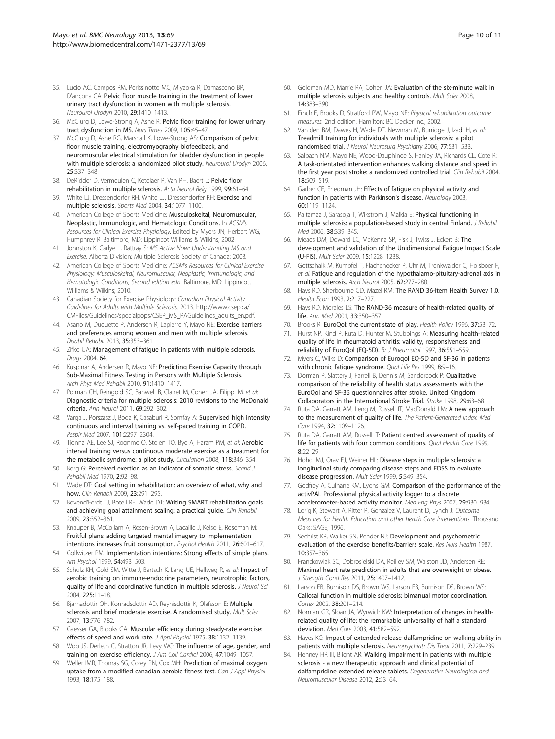35. Lucio AC, Campos RM, Perissinotto MC, Miyaoka R, Damasceno BP, D'ancona CA: **Pelvic floor muscle training in the treatment of lower urinary tract dysfunction in women with multiple sclerosis.** *Neurourol Urodyn* 2010, **29:**1410–1413.
36. McClurg D, Lowe-Strong A, Ashe R: **Pelvic floor training for lower urinary tract dysfunction in MS.** *Nurs Times* 2009, **105:**45–47.
37. McClurg D, Ashe RG, Marshall K, Lowe-Strong AS: **Comparison of pelvic floor muscle training, electromyography biofeedback, and neuromuscular electrical stimulation for bladder dysfunction in people with multiple sclerosis: a randomized pilot study.** *Neurourol Urodyn* 2006, **25:**337–348.
38. DeRidder D, Vermeulen C, Ketelaer P, Van PH, Baert L: **Pelvic floor rehabilitation in multiple sclerosis.** *Acta Neurol Belg* 1999, **99:**61–64.
39. White LJ, Dressendorfer RH, White LJ, Dressendorfer RH: **Exercise and multiple sclerosis.** *Sports Med* 2004, **34:**1077–1100.
40. American College of Sports Medicine: **Musculoskeltal, Neuromuscular, Neoplastic, Immunologic, and Hematologic Conditions.** In *ACSM's Resources for Clinical Exercise Physiology.* Edited by Myers JN, Herbert WG, Humphrey R. Baltimore, MD: Lippincot Williams & Wilkins; 2002.
41. Johnston K, Carlye L, Rattray S: *MS Active Now: Understanding MS and Exercise.* Alberta Division: Multiple Sclerosis Society of Canada; 2008.
42. American College of Sports Medicine: *ACSM's Resources for Clinical Exercise Physiology: Musculoskeltal, Neuromuscular, Neoplastic, Immunologic, and Hematologic Conditions, Second edition edn.* Baltimore, MD: Lippincott Williams & Wilkins; 2010.
43. Canadian Society for Exercise Physiology: *Canadian Physical Activity Guidelines for Adults with Multiple Sclerosis.* 2013. http://www.csep.ca/CMFiles/Guidelines/specialpops/CSEP_MS_PAGuidelines_adults_en.pdf.
44. Asano M, Duquette P, Andersen R, Lapierre Y, Mayo NE: **Exercise barriers and preferences among women and men with multiple sclerosis.** *Disabil Rehabil* 2013, **35:**353–361.
45. Zifko UA: **Management of fatigue in patients with multiple sclerosis.** *Drugs* 2004, **64**.
46. Kuspinar A, Andersen R, Mayo NE: **Predicting Exercise Capacity through Sub-Maximal Fitness Testing in Persons with Multiple Sclerosis.** *Arch Phys Med Rehabil* 2010, **91:**1410–1417.
47. Polman CH, Reingold SC, Banwell B, Clanet M, Cohen JA, Filippi M, *et al*: **Diagnostic criteria for multiple sclerosis: 2010 revisions to the McDonald criteria.** *Ann Neurol* 2011, **69:**292–302.
48. Varga J, Porszasz J, Boda K, Casaburi R, Somfay A: **Supervised high intensity continuous and interval training vs. self-paced training in COPD.** *Respir Med* 2007, **101:**2297–2304.
49. Tjonna AE, Lee SJ, Rognmo O, Stolen TO, Bye A, Haram PM, *et al*: **Aerobic interval training versus continuous moderate exercise as a treatment for the metabolic syndrome: a pilot study.** *Circulation* 2008, **118:**346–354.
50. Borg G: **Perceived exertion as an indicator of somatic stress.** *Scand J Rehabil Med* 1970, **2:**92–98.
51. Wade DT: **Goal setting in rehabilitation: an overview of what, why and how.** *Clin Rehabil* 2009, **23:**291–295.
52. Bovend'Eerdt TJ, Botell RE, Wade DT: **Writing SMART rehabilitation goals and achieving goal attainment scaling: a practical guide.** *Clin Rehabil* 2009, **23:**352–361.
53. Knauper B, McCollam A, Rosen-Brown A, Lacaille J, Kelso E, Roseman M: **Fruitful plans: adding targeted mental imagery to implementation intentions increases fruit consumption.** *Psychol Health* 2011, **26:**601–617.
54. Gollwitzer PM: **Implementation intentions: Strong effects of simple plans.** *Am Psychol* 1999, **54:**493–503.
55. Schulz KH, Gold SM, Witte J, Bartsch K, Lang UE, Hellweg R, *et al*: **Impact of aerobic training on immune-endocrine parameters, neurotrophic factors, quality of life and coordinative function in multiple sclerosis.** *J Neurol Sci* 2004, **225:**11–18.
56. Bjarnadottir OH, Konradsdottir AD, Reynisdottir K, Olafsson E: **Multiple sclerosis and brief moderate exercise. A randomised study.** *Mult Scler* 2007, **13:**776–782.
57. Gaesser GA, Brooks GA: **Muscular efficiency during steady-rate exercise: effects of speed and work rate.** *J Appl Physiol* 1975, **38:**1132–1139.
58. Woo JS, Derleth C, Stratton JR, Levy WC: **The influence of age, gender, and training on exercise efficiency.** *J Am Coll Cardiol* 2006, **47:**1049–1057.
59. Weller IMR, Thomas SG, Corey PN, Cox MH: **Prediction of maximal oxygen uptake from a modified canadian aerobic fitness test.** *Can J Appl Physiol* 1993, **18:**175–188.
60. Goldman MD, Marrie RA, Cohen JA: **Evaluation of the six-minute walk in multiple sclerosis subjects and healthy controls.** *Mult Scler* 2008, **14:**383–390.
61. Finch E, Brooks D, Stratford PW, Mayo NE: *Physical rehabilitation outcome measures.* 2nd edition. Hamilton: BC Decker Inc.; 2002.
62. Van den BM, Dawes H, Wade DT, Newman M, Burridge J, Izadi H, *et al*: **Treadmill training for individuals with multiple sclerosis: a pilot randomised trial.** *J Neurol Neurosurg Psychiatry* 2006, **77:**531–533.
63. Salbach NM, Mayo NE, Wood-Dauphinee S, Hanley JA, Richards CL, Cote R: **A task-orientated intervention enhances walking distance and speed in the first year post stroke: a randomized controlled trial.** *Clin Rehabil* 2004, **18:**509–519.
64. Garber CE, Friedman JH: **Effects of fatigue on physical activity and function in patients with Parkinson's disease.** *Neurology* 2003, **60:**1119–1124.
65. Paltamaa J, Sarasoja T, Wikstrom J, Malkia E: **Physical functioning in multiple sclerosis: a population-based study in central Finland.** *J Rehabil Med* 2006, **38:**339–345.
66. Meads DM, Doward LC, McKenna SP, Fisk J, Twiss J, Eckert B: **The development and validation of the Unidimensional Fatigue Impact Scale (U-FIS).** *Mult Scler* 2009, **15:**1228–1238.
67. Gottschalk M, Kumpfel T, Flachenecker P, Uhr M, Trenkwalder C, Holsboer F, *et al*: **Fatigue and regulation of the hypothalamo-pituitary-adrenal axis in multiple sclerosis.** *Arch Neurol* 2005, **62:**277–280.
68. Hays RD, Sherbourne CD, Mazel RM: **The RAND 36-Item Health Survey 1.0.** *Health Econ* 1993, **2:**217–227.
69. Hays RD, Morales LS: **The RAND-36 measure of health-related quality of life.** *Ann Med* 2001, **33:**350–357.
70. Brooks R: **EuroQol: the current state of play.** *Health Policy* 1996, **37:**53–72.
71. Hurst NP, Kind P, Ruta D, Hunter M, Stubbings A: **Measuring health-related quality of life in rheumatoid arthritis: validity, responsiveness and reliability of EuroQol (EQ-5D).** *Br J Rheumatol* 1997, **36:**551–559.
72. Myers C, Wilks D: **Comparison of Euroqol EQ-5D and SF-36 in patients with chronic fatigue syndrome.** *Qual Life Res* 1999, **8:**9–16.
73. Dorman P, Slattery J, Farrell B, Dennis M, Sandercock P: **Qualitative comparison of the reliability of health status assessments with the EuroQol and SF-36 questionnaires after stroke. United Kingdom Collaborators in the International Stroke Trial.** *Stroke* 1998, **29:**63–68.
74. Ruta DA, Garratt AM, Leng M, Russell IT, MacDonald LM: **A new approach to the measurement of quality of life.** *The Patient-Generated Index. Med Care* 1994, **32:**1109–1126.
75. Ruta DA, Garratt AM, Russell IT: **Patient centred assessment of quality of life for patients with four common conditions.** *Qual Health Care* 1999, **8:**22–29.
76. Hohol MJ, Orav EJ, Weiner HL: **Disease steps in multiple sclerosis: a longitudinal study comparing disease steps and EDSS to evaluate disease progression.** *Mult Scler* 1999, **5:**349–354.
77. Godfrey A, Culhane KM, Lyons GM: **Comparison of the performance of the activPAL Professional physical activity logger to a discrete accelerometer-based activity monitor.** *Med Eng Phys* 2007, **29:**930–934.
78. Lorig K, Stewart A, Ritter P, Gonzalez V, Laurent D, Lynch J: *Outcome Measures for Health Education and other health Care Interventions.* Thousand Oaks: SAGE; 1996.
79. Sechrist KR, Walker SN, Pender NJ: **Development and psychometric evaluation of the exercise benefits/barriers scale.** *Res Nurs Health* 1987, **10:**357–365.
80. Franckowiak SC, Dobrosielski DA, Reilley SM, Walston JD, Andersen RE: **Maximal heart rate prediction in adults that are overweight or obese.** *J Strength Cond Res* 2011, **25:**1407–1412.
81. Larson EB, Burnison DS, Brown WS, Larson EB, Burnison DS, Brown WS: **Callosal function in multiple sclerosis: bimanual motor coordination.** *Cortex* 2002, **38:**201–214.
82. Norman GR, Sloan JA, Wyrwich KW: **Interpretation of changes in health-related quality of life: the remarkable universality of half a standard deviation.** *Med Care* 2003, **41:**582–592.
83. Hayes KC: **Impact of extended-release dalfampridine on walking ability in patients with multiple sclerosis.** *Neuropsychiatr Dis Treat* 2011, **7:**229–239.
84. Henney HR III, Blight AR: **Walking impairment in patients with multiple sclerosis - a new therapeutic approach and clinical potential of dalfampridine extended release tablets.** *Degenerative Neurological and Neuromuscular Disease* 2012, **2:**53–64.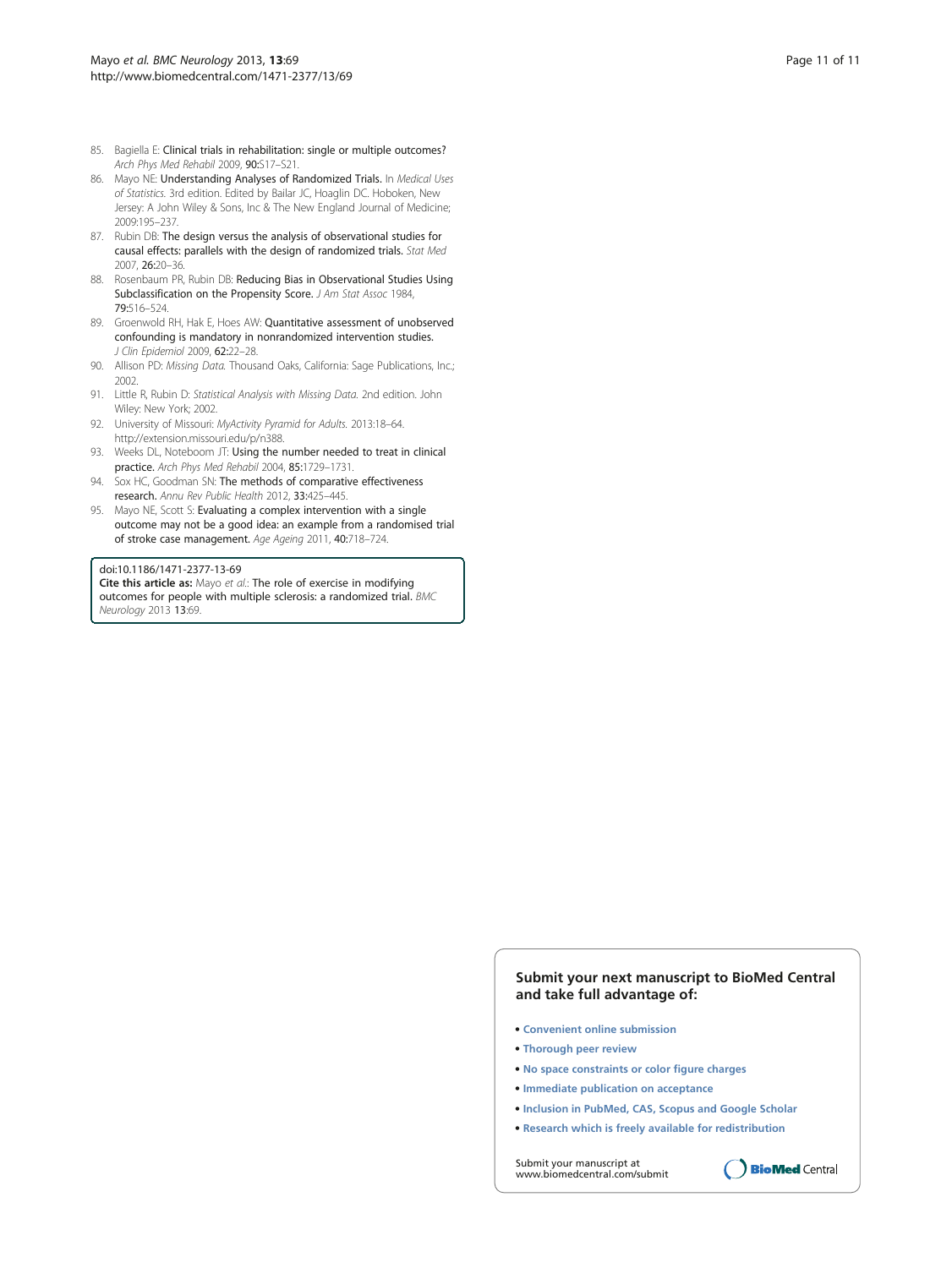85. Bagiella E: Clinical trials in rehabilitation: single or multiple outcomes? *Arch Phys Med Rehabil* 2009, **90:**S17–S21.
86. Mayo NE: Understanding Analyses of Randomized Trials. In *Medical Uses of Statistics*. 3rd edition. Edited by Bailar JC, Hoaglin DC. Hoboken, New Jersey: A John Wiley & Sons, Inc & The New England Journal of Medicine; 2009:195–237.
87. Rubin DB: The design versus the analysis of observational studies for causal effects: parallels with the design of randomized trials. *Stat Med* 2007, **26:**20–36.
88. Rosenbaum PR, Rubin DB: Reducing Bias in Observational Studies Using Subclassification on the Propensity Score. *J Am Stat Assoc* 1984, **79:**516–524.
89. Groenwold RH, Hak E, Hoes AW: Quantitative assessment of unobserved confounding is mandatory in nonrandomized intervention studies. *J Clin Epidemiol* 2009, **62:**22–28.
90. Allison PD: *Missing Data*. Thousand Oaks, California: Sage Publications, Inc.; 2002.
91. Little R, Rubin D: *Statistical Analysis with Missing Data*. 2nd edition. John Wiley: New York; 2002.
92. University of Missouri: *MyActivity Pyramid for Adults*. 2013:18–64. http://extension.missouri.edu/p/n388.
93. Weeks DL, Noteboom JT: Using the number needed to treat in clinical practice. *Arch Phys Med Rehabil* 2004, **85:**1729–1731.
94. Sox HC, Goodman SN: The methods of comparative effectiveness research. *Annu Rev Public Health* 2012, **33:**425–445.
95. Mayo NE, Scott S: Evaluating a complex intervention with a single outcome may not be a good idea: an example from a randomised trial of stroke case management. *Age Ageing* 2011, **40:**718–724.

doi:10.1186/1471-2377-13-69

**Cite this article as:** Mayo *et al.*: The role of exercise in modifying outcomes for people with multiple sclerosis: a randomized trial. *BMC Neurology* 2013 **13**:69.

**Submit your next manuscript to BioMed Central and take full advantage of:**

- **Convenient online submission**
- **Thorough peer review**
- **No space constraints or color figure charges**
- **Immediate publication on acceptance**
- **Inclusion in PubMed, CAS, Scopus and Google Scholar**
- **Research which is freely available for redistribution**

Submit your manuscript at www.biomedcentral.com/submit